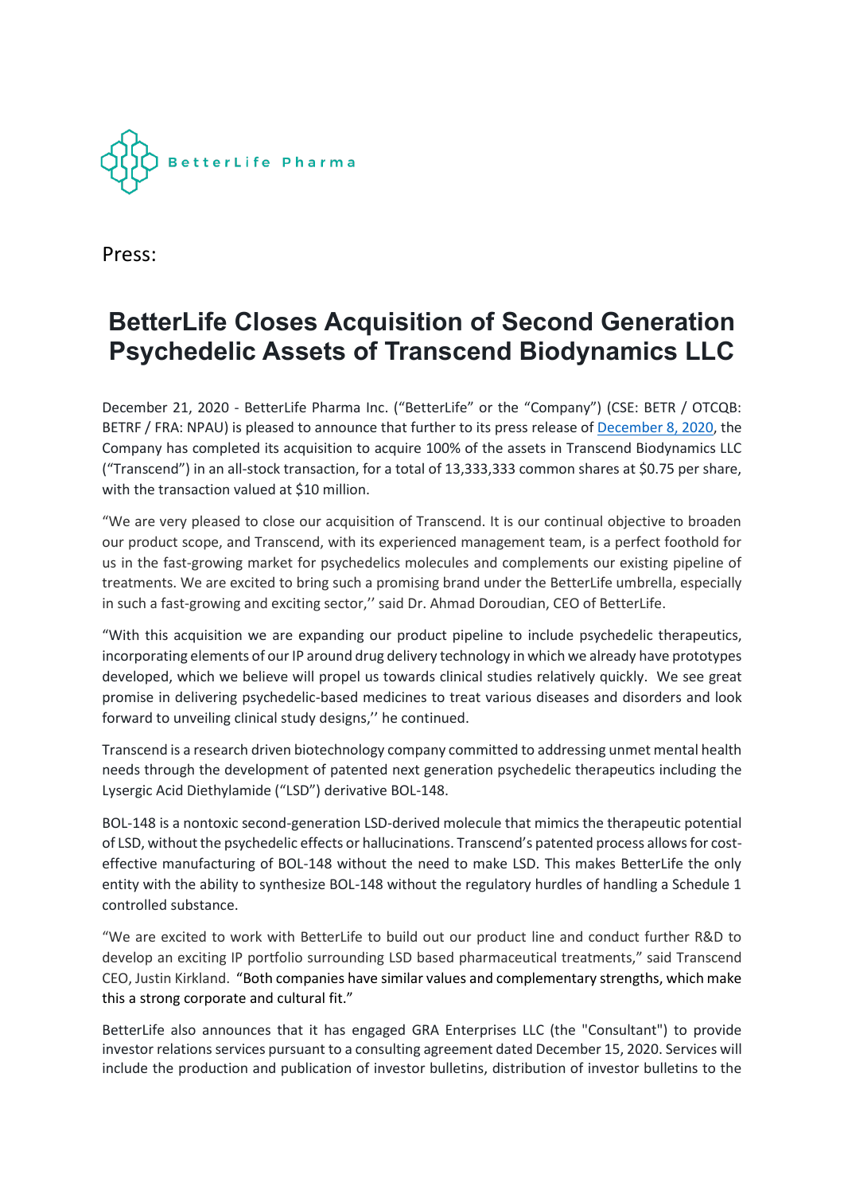BetterLife Pharma

Press:

# BetterLife Closes Acquisition of Second Generation Psychedelic Assets of Transcend Biodynamics LLC

December 21, 2020 - BetterLife Pharma Inc. (“BetterLife” or the “Company”) (CSE: BETR / OTCQB: BETRF / FRA: NPAU) is pleased to announce that further to its press release of December 8, 2020, the Company has completed its acquisition to acquire 100% of the assets in Transcend Biodynamics LLC (“Transcend”) in an all-stock transaction, for a total of 13,333,333 common shares at $0.75 per share, with the transaction valued at $10 million.

“We are very pleased to close our acquisition of Transcend. It is our continual objective to broaden our product scope, and Transcend, with its experienced management team, is a perfect foothold for us in the fast-growing market for psychedelics molecules and complements our existing pipeline of treatments. We are excited to bring such a promising brand under the BetterLife umbrella, especially in such a fast-growing and exciting sector,’’ said Dr. Ahmad Doroudian, CEO of BetterLife.

“With this acquisition we are expanding our product pipeline to include psychedelic therapeutics, incorporating elements of our IP around drug delivery technology in which we already have prototypes developed, which we believe will propel us towards clinical studies relatively quickly. We see great promise in delivering psychedelic-based medicines to treat various diseases and disorders and look forward to unveiling clinical study designs,’’ he continued.

Transcend is a research driven biotechnology company committed to addressing unmet mental health needs through the development of patented next generation psychedelic therapeutics including the Lysergic Acid Diethylamide (“LSD”) derivative BOL-148.

BOL-148 is a nontoxic second-generation LSD-derived molecule that mimics the therapeutic potential of LSD, without the psychedelic effects or hallucinations. Transcend’s patented process allows for cost-effective manufacturing of BOL-148 without the need to make LSD. This makes BetterLife the only entity with the ability to synthesize BOL-148 without the regulatory hurdles of handling a Schedule 1 controlled substance.

“We are excited to work with BetterLife to build out our product line and conduct further R&D to develop an exciting IP portfolio surrounding LSD based pharmaceutical treatments,” said Transcend CEO, Justin Kirkland. “Both companies have similar values and complementary strengths, which make this a strong corporate and cultural fit.”

BetterLife also announces that it has engaged GRA Enterprises LLC (the "Consultant") to provide investor relations services pursuant to a consulting agreement dated December 15, 2020. Services will include the production and publication of investor bulletins, distribution of investor bulletins to the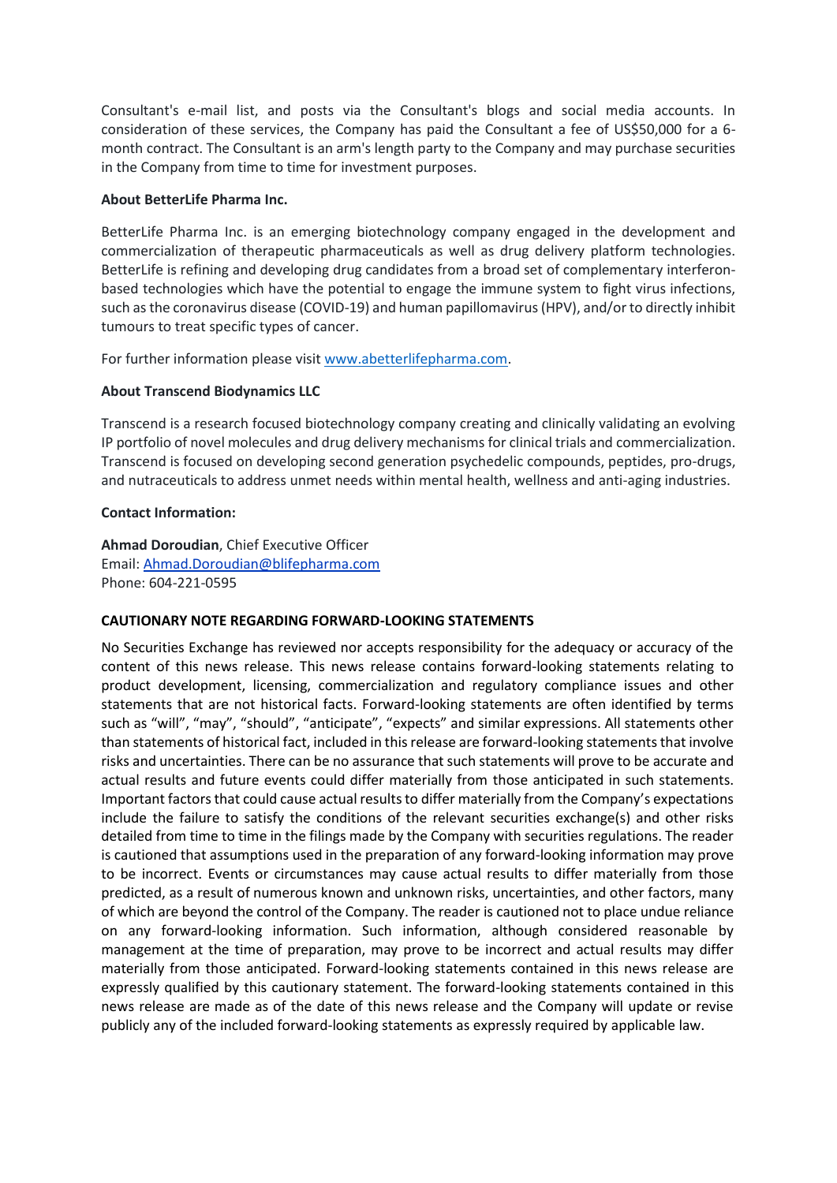Consultant's e-mail list, and posts via the Consultant's blogs and social media accounts. In consideration of these services, the Company has paid the Consultant a fee of US$50,000 for a 6-month contract. The Consultant is an arm's length party to the Company and may purchase securities in the Company from time to time for investment purposes.

**About BetterLife Pharma Inc.**

BetterLife Pharma Inc. is an emerging biotechnology company engaged in the development and commercialization of therapeutic pharmaceuticals as well as drug delivery platform technologies. BetterLife is refining and developing drug candidates from a broad set of complementary interferon-based technologies which have the potential to engage the immune system to fight virus infections, such as the coronavirus disease (COVID-19) and human papillomavirus (HPV), and/or to directly inhibit tumours to treat specific types of cancer.

For further information please visit [www.abetterlifepharma.com](http://www.abetterlifepharma.com).

**About Transcend Biodynamics LLC**

Transcend is a research focused biotechnology company creating and clinically validating an evolving IP portfolio of novel molecules and drug delivery mechanisms for clinical trials and commercialization. Transcend is focused on developing second generation psychedelic compounds, peptides, pro-drugs, and nutraceuticals to address unmet needs within mental health, wellness and anti-aging industries.

**Contact Information:**

**Ahmad Doroudian**, Chief Executive Officer
Email: [Ahmad.Doroudian@blifepharma.com](mailto:Ahmad.Doroudian@blifepharma.com)
Phone: 604-221-0595

**CAUTIONARY NOTE REGARDING FORWARD-LOOKING STATEMENTS**

No Securities Exchange has reviewed nor accepts responsibility for the adequacy or accuracy of the content of this news release. This news release contains forward-looking statements relating to product development, licensing, commercialization and regulatory compliance issues and other statements that are not historical facts. Forward-looking statements are often identified by terms such as "will", "may", "should", "anticipate", "expects" and similar expressions. All statements other than statements of historical fact, included in this release are forward-looking statements that involve risks and uncertainties. There can be no assurance that such statements will prove to be accurate and actual results and future events could differ materially from those anticipated in such statements. Important factors that could cause actual results to differ materially from the Company's expectations include the failure to satisfy the conditions of the relevant securities exchange(s) and other risks detailed from time to time in the filings made by the Company with securities regulations. The reader is cautioned that assumptions used in the preparation of any forward-looking information may prove to be incorrect. Events or circumstances may cause actual results to differ materially from those predicted, as a result of numerous known and unknown risks, uncertainties, and other factors, many of which are beyond the control of the Company. The reader is cautioned not to place undue reliance on any forward-looking information. Such information, although considered reasonable by management at the time of preparation, may prove to be incorrect and actual results may differ materially from those anticipated. Forward-looking statements contained in this news release are expressly qualified by this cautionary statement. The forward-looking statements contained in this news release are made as of the date of this news release and the Company will update or revise publicly any of the included forward-looking statements as expressly required by applicable law.